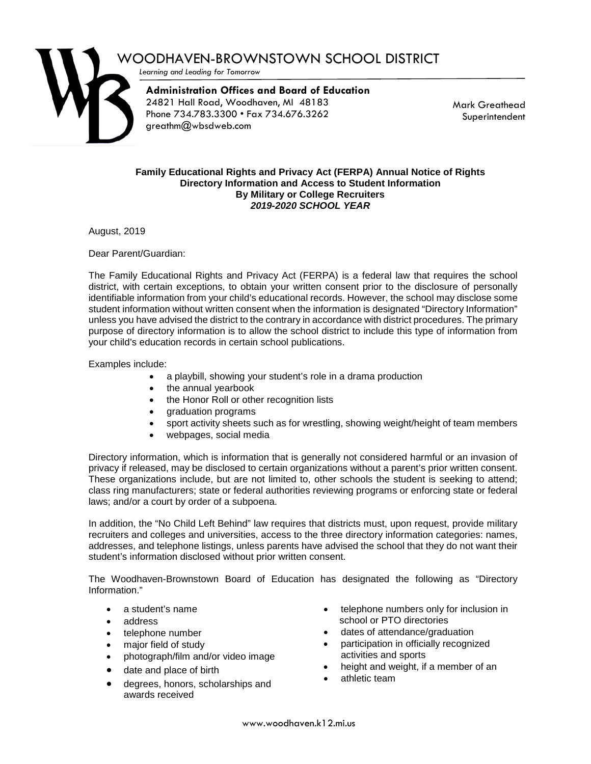# WOODHAVEN-BROWNSTOWN SCHOOL DISTRICT

*Learning and Leading for Tomorrow*

**Administration Offices and Board of Education**
24821 Hall Road, Woodhaven, MI 48183
Phone 734.783.3300 • Fax 734.676.3262
greathm@wbsdweb.com

Mark Greathead
Superintendent

## Family Educational Rights and Privacy Act (FERPA) Annual Notice of Rights Directory Information and Access to Student Information By Military or College Recruiters

***2019-2020 SCHOOL YEAR***

August, 2019

Dear Parent/Guardian:

The Family Educational Rights and Privacy Act (FERPA) is a federal law that requires the school district, with certain exceptions, to obtain your written consent prior to the disclosure of personally identifiable information from your child's educational records. However, the school may disclose some student information without written consent when the information is designated "Directory Information" unless you have advised the district to the contrary in accordance with district procedures. The primary purpose of directory information is to allow the school district to include this type of information from your child's education records in certain school publications.

Examples include:

- a playbill, showing your student's role in a drama production
- the annual yearbook
- the Honor Roll or other recognition lists
- graduation programs
- sport activity sheets such as for wrestling, showing weight/height of team members
- webpages, social media

Directory information, which is information that is generally not considered harmful or an invasion of privacy if released, may be disclosed to certain organizations without a parent's prior written consent. These organizations include, but are not limited to, other schools the student is seeking to attend; class ring manufacturers; state or federal authorities reviewing programs or enforcing state or federal laws; and/or a court by order of a subpoena.

In addition, the "No Child Left Behind" law requires that districts must, upon request, provide military recruiters and colleges and universities, access to the three directory information categories: names, addresses, and telephone listings, unless parents have advised the school that they do not want their student's information disclosed without prior written consent.

The Woodhaven-Brownstown Board of Education has designated the following as "Directory Information."

- a student's name
- address
- telephone number
- major field of study
- photograph/film and/or video image
- date and place of birth
- degrees, honors, scholarships and awards received
- telephone numbers only for inclusion in school or PTO directories
- dates of attendance/graduation
- participation in officially recognized activities and sports
- height and weight, if a member of an
- athletic team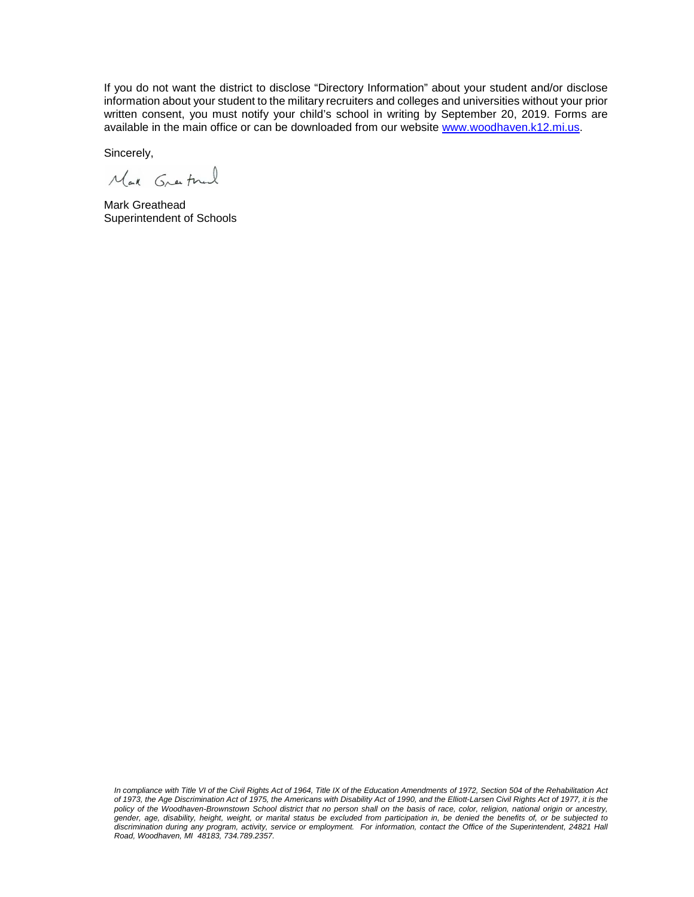If you do not want the district to disclose "Directory Information" about your student and/or disclose information about your student to the military recruiters and colleges and universities without your prior written consent, you must notify your child's school in writing by September 20, 2019. Forms are available in the main office or can be downloaded from our website [www.woodhaven.k12.mi.us](http://www.woodhaven.k12.mi.us).

Sincerely,

Mark Greathead
Superintendent of Schools

*In compliance with Title VI of the Civil Rights Act of 1964, Title IX of the Education Amendments of 1972, Section 504 of the Rehabilitation Act of 1973, the Age Discrimination Act of 1975, the Americans with Disability Act of 1990, and the Elliott-Larsen Civil Rights Act of 1977, it is the policy of the Woodhaven-Brownstown School district that no person shall on the basis of race, color, religion, national origin or ancestry, gender, age, disability, height, weight, or marital status be excluded from participation in, be denied the benefits of, or be subjected to discrimination during any program, activity, service or employment. For information, contact the Office of the Superintendent, 24821 Hall Road, Woodhaven, MI 48183, 734.789.2357.*